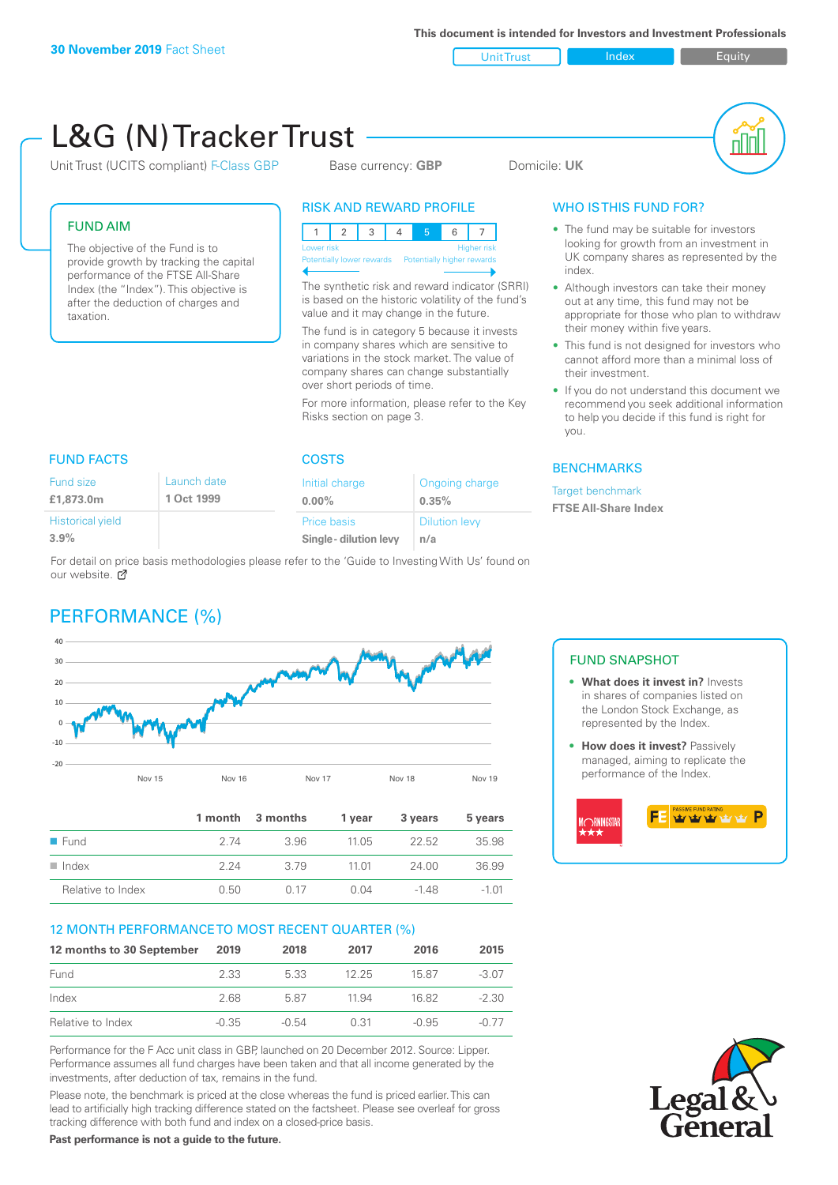**30 November 2019** Fact Sheet

This document is intended for Investors and Investment Professionals

Unit Trust | Index | Equity

# L&G (N) Tracker Trust

Unit Trust (UCITS compliant) F-Class GBP  Base currency: **GBP**  Domicile: **UK**

## FUND AIM

The objective of the Fund is to provide growth by tracking the capital performance of the FTSE All-Share Index (the "Index"). This objective is after the deduction of charges and taxation.

## RISK AND REWARD PROFILE

| 1 | 2 | 3 | 4 | 5 | 6 | 7 |
|---|---|---|---|---|---|---|

Lower risk — Higher risk
Potentially lower rewards — Potentially higher rewards

The synthetic risk and reward indicator (SRRI) is based on the historic volatility of the fund's value and it may change in the future.

The fund is in category 5 because it invests in company shares which are sensitive to variations in the stock market. The value of company shares can change substantially over short periods of time.

For more information, please refer to the Key Risks section on page 3.

## WHO IS THIS FUND FOR?

- The fund may be suitable for investors looking for growth from an investment in UK company shares as represented by the index.
- Although investors can take their money out at any time, this fund may not be appropriate for those who plan to withdraw their money within five years.
- This fund is not designed for investors who cannot afford more than a minimal loss of their investment.
- If you do not understand this document we recommend you seek additional information to help you decide if this fund is right for you.

## FUND FACTS

| Fund size | Launch date |
|---|---|
| **£1,873.0m** | **1 Oct 1999** |
| Historical yield | |
| **3.9%** | |

## COSTS

| Initial charge | Ongoing charge |
|---|---|
| **0.00%** | **0.35%** |
| Price basis | Dilution levy |
| **Single - dilution levy** | **n/a** |

## BENCHMARKS

Target benchmark
**FTSE All-Share Index**

For detail on price basis methodologies please refer to the 'Guide to Investing With Us' found on our website.

## PERFORMANCE (%)

| | 1 month | 3 months | 1 year | 3 years | 5 years |
|---|---|---|---|---|---|
| Fund | 2.74 | 3.96 | 11.05 | 22.52 | 35.98 |
| Index | 2.24 | 3.79 | 11.01 | 24.00 | 36.99 |
| Relative to Index | 0.50 | 0.17 | 0.04 | -1.48 | -1.01 |

## FUND SNAPSHOT

- **What does it invest in?** Invests in shares of companies listed on the London Stock Exchange, as represented by the Index.
- **How does it invest?** Passively managed, aiming to replicate the performance of the Index.

## 12 MONTH PERFORMANCE TO MOST RECENT QUARTER (%)

| 12 months to 30 September | 2019 | 2018 | 2017 | 2016 | 2015 |
|---|---|---|---|---|---|
| Fund | 2.33 | 5.33 | 12.25 | 15.87 | -3.07 |
| Index | 2.68 | 5.87 | 11.94 | 16.82 | -2.30 |
| Relative to Index | -0.35 | -0.54 | 0.31 | -0.95 | -0.77 |

Performance for the F Acc unit class in GBP, launched on 20 December 2012. Source: Lipper. Performance assumes all fund charges have been taken and that all income generated by the investments, after deduction of tax, remains in the fund.

Please note, the benchmark is priced at the close whereas the fund is priced earlier. This can lead to artificially high tracking difference stated on the factsheet. Please see overleaf for gross tracking difference with both fund and index on a closed-price basis.

**Past performance is not a guide to the future.**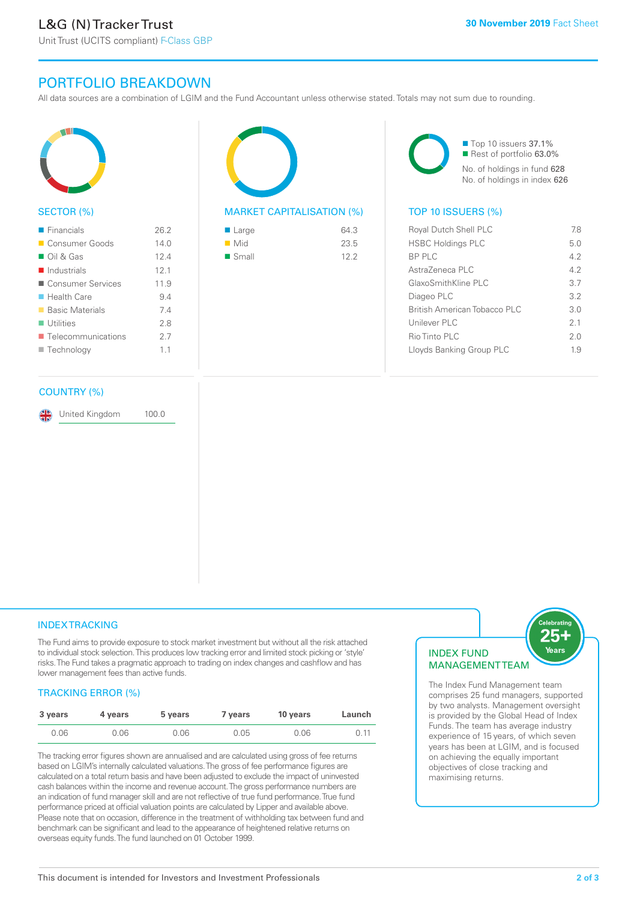# L&G (N) Tracker Trust

Unit Trust (UCITS compliant) F-Class GBP

30 November 2019 Fact Sheet

## PORTFOLIO BREAKDOWN

All data sources are a combination of LGIM and the Fund Accountant unless otherwise stated. Totals may not sum due to rounding.

### SECTOR (%)

| Sector | % |
|---|---|
| Financials | 26.2 |
| Consumer Goods | 14.0 |
| Oil & Gas | 12.4 |
| Industrials | 12.1 |
| Consumer Services | 11.9 |
| Health Care | 9.4 |
| Basic Materials | 7.4 |
| Utilities | 2.8 |
| Telecommunications | 2.7 |
| Technology | 1.1 |

### MARKET CAPITALISATION (%)

| Market Cap | % |
|---|---|
| Large | 64.3 |
| Mid | 23.5 |
| Small | 12.2 |

- Top 10 issuers 37.1%
- Rest of portfolio 63.0%

No. of holdings in fund 628

No. of holdings in index 626

### TOP 10 ISSUERS (%)

| Issuer | % |
|---|---|
| Royal Dutch Shell PLC | 7.8 |
| HSBC Holdings PLC | 5.0 |
| BP PLC | 4.2 |
| AstraZeneca PLC | 4.2 |
| GlaxoSmithKline PLC | 3.7 |
| Diageo PLC | 3.2 |
| British American Tobacco PLC | 3.0 |
| Unilever PLC | 2.1 |
| Rio Tinto PLC | 2.0 |
| Lloyds Banking Group PLC | 1.9 |

### COUNTRY (%)

| Country | % |
|---|---|
| United Kingdom | 100.0 |

## INDEX TRACKING

The Fund aims to provide exposure to stock market investment but without all the risk attached to individual stock selection. This produces low tracking error and limited stock picking or 'style' risks. The Fund takes a pragmatic approach to trading on index changes and cashflow and has lower management fees than active funds.

### TRACKING ERROR (%)

| 3 years | 4 years | 5 years | 7 years | 10 years | Launch |
|---|---|---|---|---|---|
| 0.06 | 0.06 | 0.06 | 0.05 | 0.06 | 0.11 |

The tracking error figures shown are annualised and are calculated using gross of fee returns based on LGIM's internally calculated valuations. The gross of fee performance figures are calculated on a total return basis and have been adjusted to exclude the impact of uninvested cash balances within the income and revenue account. The gross performance numbers are an indication of fund manager skill and are not reflective of true fund performance. True fund performance priced at official valuation points are calculated by Lipper and available above. Please note that on occasion, difference in the treatment of withholding tax between fund and benchmark can be significant and lead to the appearance of heightened relative returns on overseas equity funds. The fund launched on 01 October 1999.

## INDEX FUND MANAGEMENT TEAM

Celebrating 25+ Years

The Index Fund Management team comprises 25 fund managers, supported by two analysts. Management oversight is provided by the Global Head of Index Funds. The team has average industry experience of 15 years, of which seven years has been at LGIM, and is focused on achieving the equally important objectives of close tracking and maximising returns.

This document is intended for Investors and Investment Professionals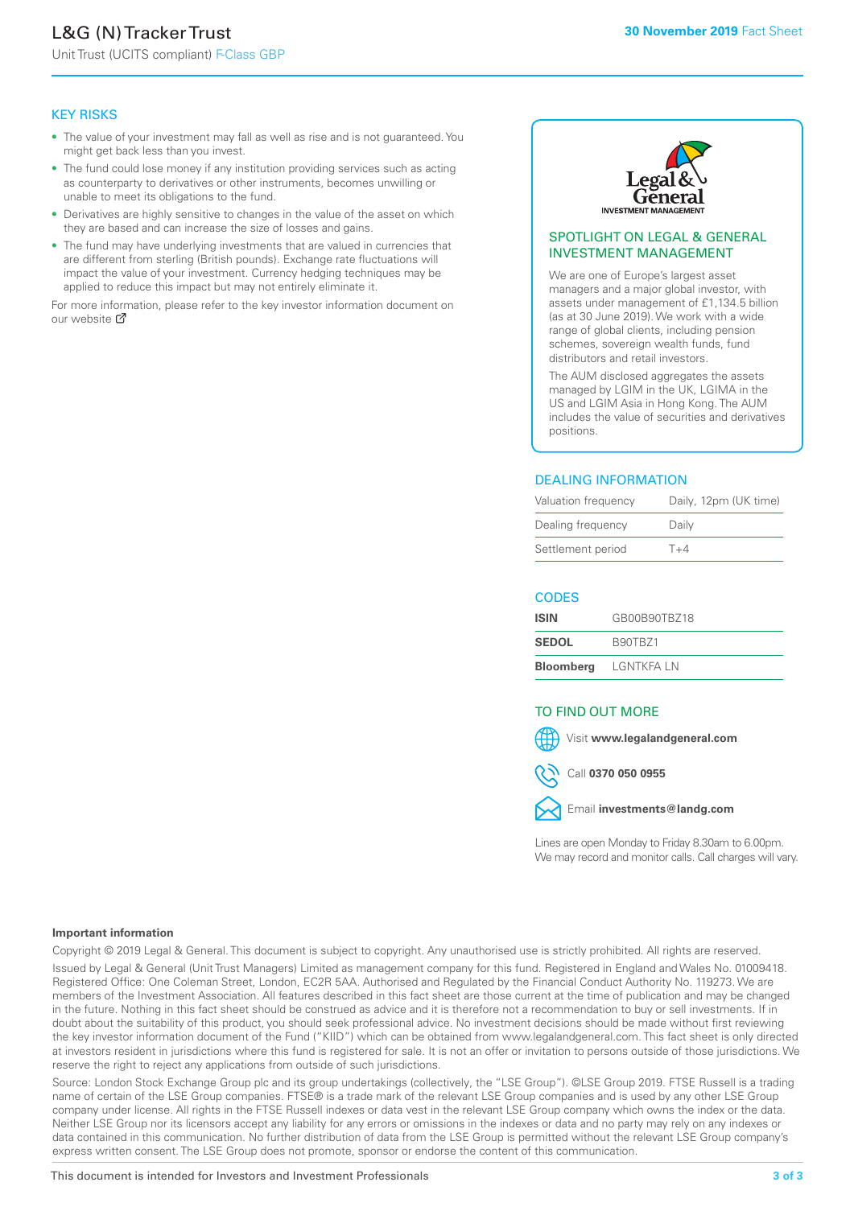# L&G (N) Tracker Trust

Unit Trust (UCITS compliant) F-Class GBP

30 November 2019 Fact Sheet

## KEY RISKS

- The value of your investment may fall as well as rise and is not guaranteed. You might get back less than you invest.
- The fund could lose money if any institution providing services such as acting as counterparty to derivatives or other instruments, becomes unwilling or unable to meet its obligations to the fund.
- Derivatives are highly sensitive to changes in the value of the asset on which they are based and can increase the size of losses and gains.
- The fund may have underlying investments that are valued in currencies that are different from sterling (British pounds). Exchange rate fluctuations will impact the value of your investment. Currency hedging techniques may be applied to reduce this impact but may not entirely eliminate it.

For more information, please refer to the key investor information document on our website

## SPOTLIGHT ON LEGAL & GENERAL INVESTMENT MANAGEMENT

We are one of Europe's largest asset managers and a major global investor, with assets under management of £1,134.5 billion (as at 30 June 2019). We work with a wide range of global clients, including pension schemes, sovereign wealth funds, fund distributors and retail investors.

The AUM disclosed aggregates the assets managed by LGIM in the UK, LGIMA in the US and LGIM Asia in Hong Kong. The AUM includes the value of securities and derivatives positions.

## DEALING INFORMATION

| | |
|---|---|
| Valuation frequency | Daily, 12pm (UK time) |
| Dealing frequency | Daily |
| Settlement period | T+4 |

## CODES

| | |
|---|---|
| **ISIN** | GB00B90TBZ18 |
| **SEDOL** | B90TBZ1 |
| **Bloomberg** | LGNTKFA LN |

## TO FIND OUT MORE

Visit **www.legalandgeneral.com**

Call **0370 050 0955**

Email **investments@landg.com**

Lines are open Monday to Friday 8.30am to 6.00pm. We may record and monitor calls. Call charges will vary.

**Important information**

Copyright © 2019 Legal & General. This document is subject to copyright. Any unauthorised use is strictly prohibited. All rights are reserved.

Issued by Legal & General (Unit Trust Managers) Limited as management company for this fund. Registered in England and Wales No. 01009418. Registered Office: One Coleman Street, London, EC2R 5AA. Authorised and Regulated by the Financial Conduct Authority No. 119273. We are members of the Investment Association. All features described in this fact sheet are those current at the time of publication and may be changed in the future. Nothing in this fact sheet should be construed as advice and it is therefore not a recommendation to buy or sell investments. If in doubt about the suitability of this product, you should seek professional advice. No investment decisions should be made without first reviewing the key investor information document of the Fund ("KIID") which can be obtained from www.legalandgeneral.com. This fact sheet is only directed at investors resident in jurisdictions where this fund is registered for sale. It is not an offer or invitation to persons outside of those jurisdictions. We reserve the right to reject any applications from outside of such jurisdictions.

Source: London Stock Exchange Group plc and its group undertakings (collectively, the "LSE Group"). ©LSE Group 2019. FTSE Russell is a trading name of certain of the LSE Group companies. FTSE® is a trade mark of the relevant LSE Group companies and is used by any other LSE Group company under license. All rights in the FTSE Russell indexes or data vest in the relevant LSE Group company which owns the index or the data. Neither LSE Group nor its licensors accept any liability for any errors or omissions in the indexes or data and no party may rely on any indexes or data contained in this communication. No further distribution of data from the LSE Group is permitted without the relevant LSE Group company's express written consent. The LSE Group does not promote, sponsor or endorse the content of this communication.

This document is intended for Investors and Investment Professionals